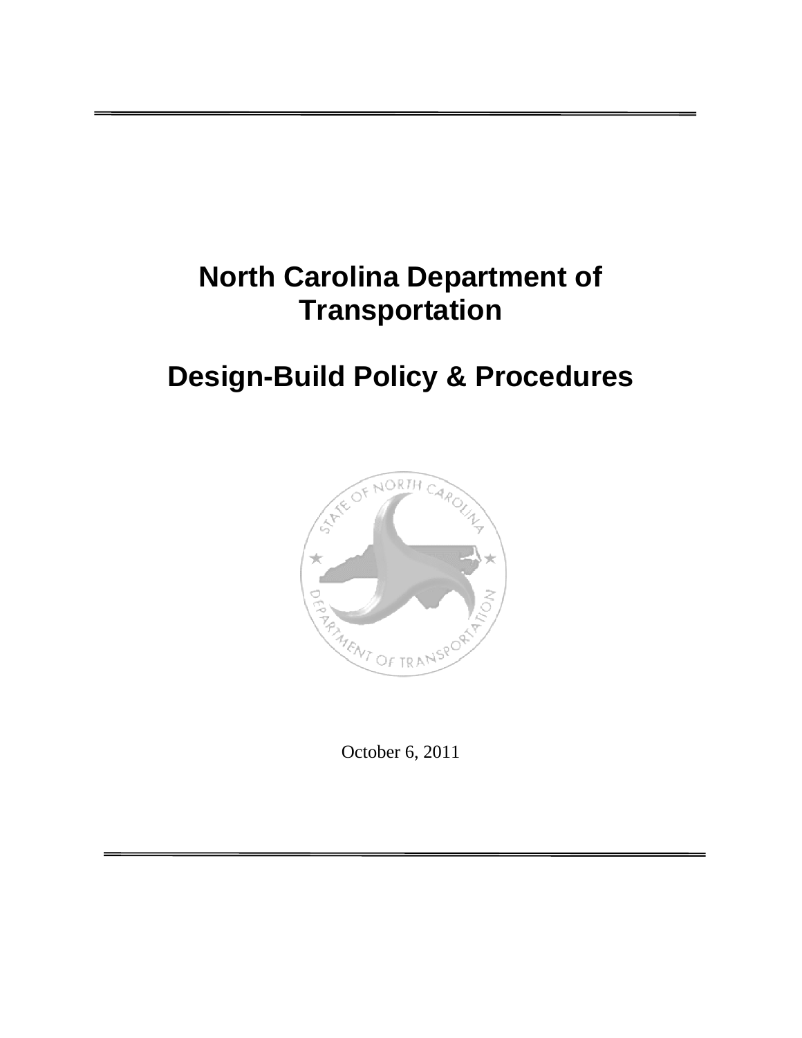# North Carolina Department of Transportation

# Design-Build Policy & Procedures

October 6, 2011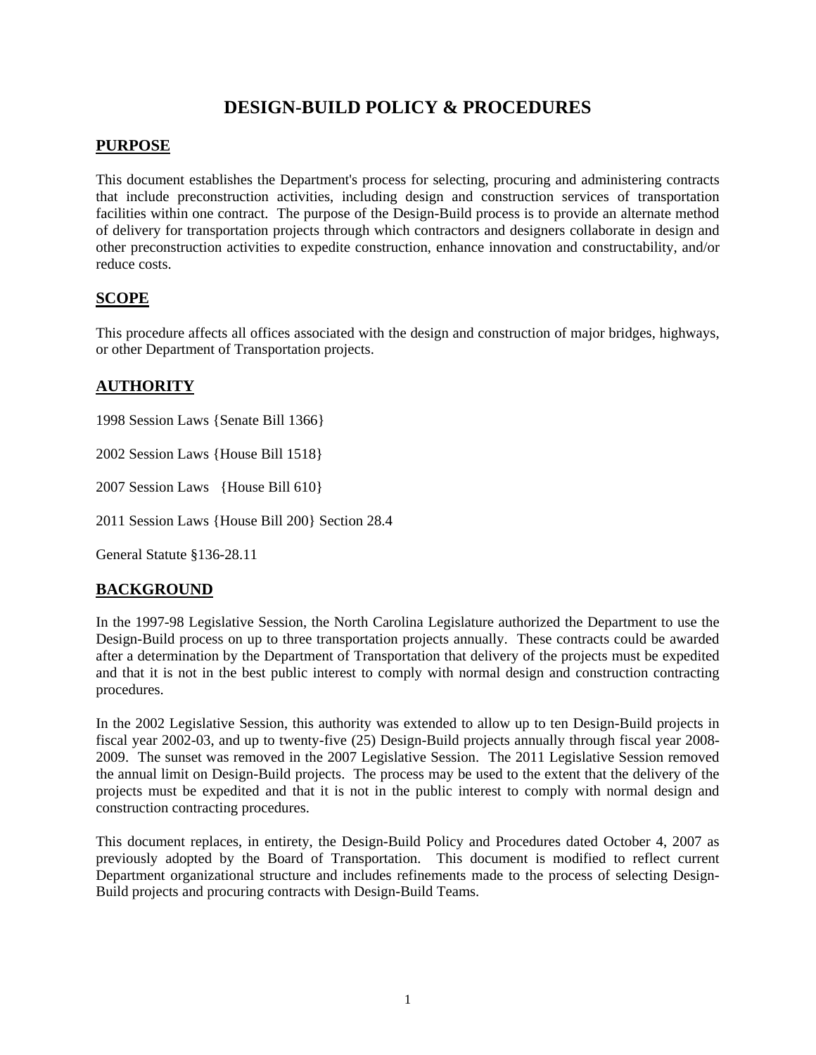# DESIGN-BUILD POLICY & PROCEDURES

## PURPOSE

This document establishes the Department's process for selecting, procuring and administering contracts that include preconstruction activities, including design and construction services of transportation facilities within one contract. The purpose of the Design-Build process is to provide an alternate method of delivery for transportation projects through which contractors and designers collaborate in design and other preconstruction activities to expedite construction, enhance innovation and constructability, and/or reduce costs.

## SCOPE

This procedure affects all offices associated with the design and construction of major bridges, highways, or other Department of Transportation projects.

## AUTHORITY

1998 Session Laws {Senate Bill 1366}

2002 Session Laws {House Bill 1518}

2007 Session Laws {House Bill 610}

2011 Session Laws {House Bill 200} Section 28.4

General Statute §136-28.11

## BACKGROUND

In the 1997-98 Legislative Session, the North Carolina Legislature authorized the Department to use the Design-Build process on up to three transportation projects annually. These contracts could be awarded after a determination by the Department of Transportation that delivery of the projects must be expedited and that it is not in the best public interest to comply with normal design and construction contracting procedures.

In the 2002 Legislative Session, this authority was extended to allow up to ten Design-Build projects in fiscal year 2002-03, and up to twenty-five (25) Design-Build projects annually through fiscal year 2008-2009. The sunset was removed in the 2007 Legislative Session. The 2011 Legislative Session removed the annual limit on Design-Build projects. The process may be used to the extent that the delivery of the projects must be expedited and that it is not in the public interest to comply with normal design and construction contracting procedures.

This document replaces, in entirety, the Design-Build Policy and Procedures dated October 4, 2007 as previously adopted by the Board of Transportation. This document is modified to reflect current Department organizational structure and includes refinements made to the process of selecting Design-Build projects and procuring contracts with Design-Build Teams.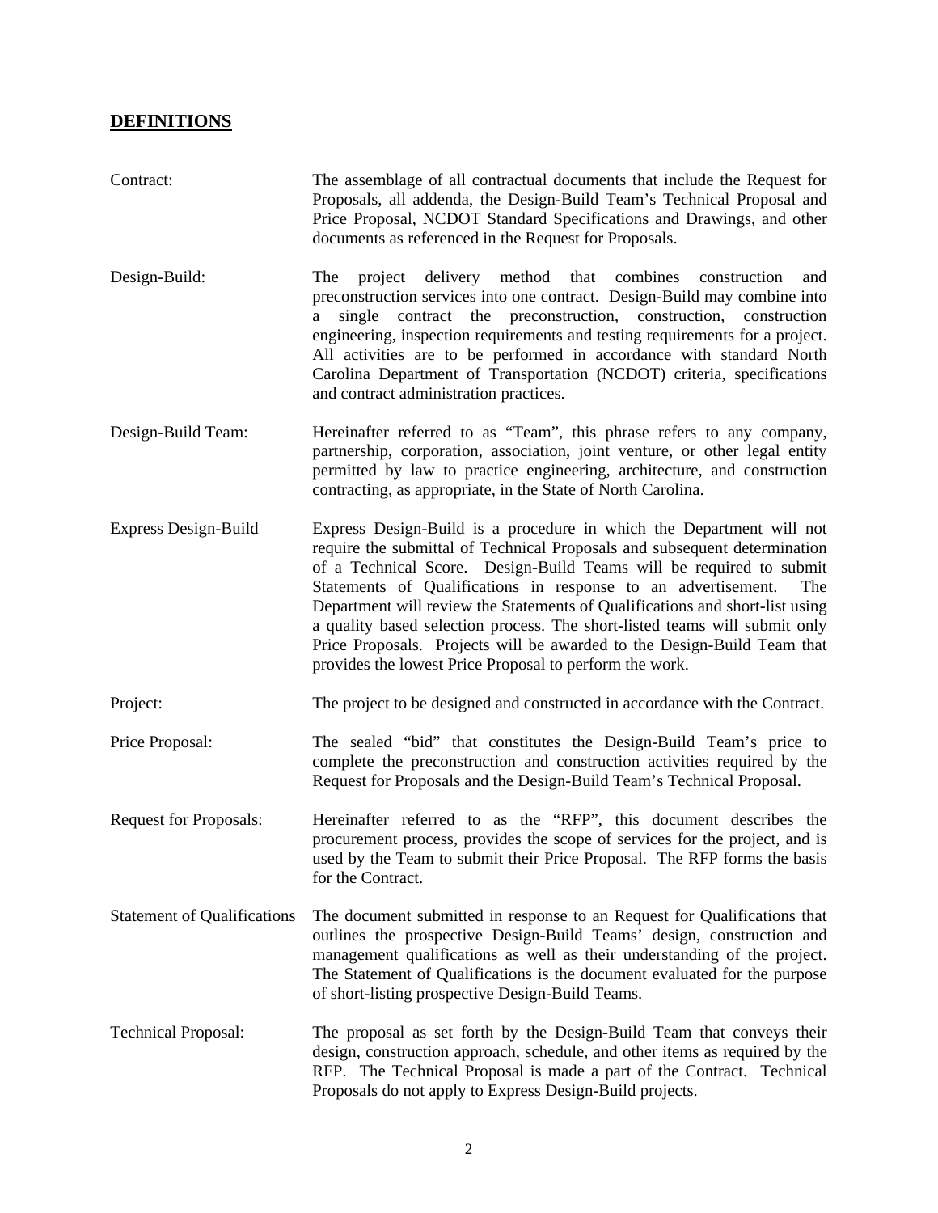## DEFINITIONS

**Contract:** The assemblage of all contractual documents that include the Request for Proposals, all addenda, the Design-Build Team's Technical Proposal and Price Proposal, NCDOT Standard Specifications and Drawings, and other documents as referenced in the Request for Proposals.

**Design-Build:** The project delivery method that combines construction and preconstruction services into one contract. Design-Build may combine into a single contract the preconstruction, construction, construction engineering, inspection requirements and testing requirements for a project. All activities are to be performed in accordance with standard North Carolina Department of Transportation (NCDOT) criteria, specifications and contract administration practices.

**Design-Build Team:** Hereinafter referred to as "Team", this phrase refers to any company, partnership, corporation, association, joint venture, or other legal entity permitted by law to practice engineering, architecture, and construction contracting, as appropriate, in the State of North Carolina.

**Express Design-Build** Express Design-Build is a procedure in which the Department will not require the submittal of Technical Proposals and subsequent determination of a Technical Score. Design-Build Teams will be required to submit Statements of Qualifications in response to an advertisement. The Department will review the Statements of Qualifications and short-list using a quality based selection process. The short-listed teams will submit only Price Proposals. Projects will be awarded to the Design-Build Team that provides the lowest Price Proposal to perform the work.

**Project:** The project to be designed and constructed in accordance with the Contract.

**Price Proposal:** The sealed "bid" that constitutes the Design-Build Team's price to complete the preconstruction and construction activities required by the Request for Proposals and the Design-Build Team's Technical Proposal.

**Request for Proposals:** Hereinafter referred to as the "RFP", this document describes the procurement process, provides the scope of services for the project, and is used by the Team to submit their Price Proposal. The RFP forms the basis for the Contract.

**Statement of Qualifications** The document submitted in response to an Request for Qualifications that outlines the prospective Design-Build Teams' design, construction and management qualifications as well as their understanding of the project. The Statement of Qualifications is the document evaluated for the purpose of short-listing prospective Design-Build Teams.

**Technical Proposal:** The proposal as set forth by the Design-Build Team that conveys their design, construction approach, schedule, and other items as required by the RFP. The Technical Proposal is made a part of the Contract. Technical Proposals do not apply to Express Design-Build projects.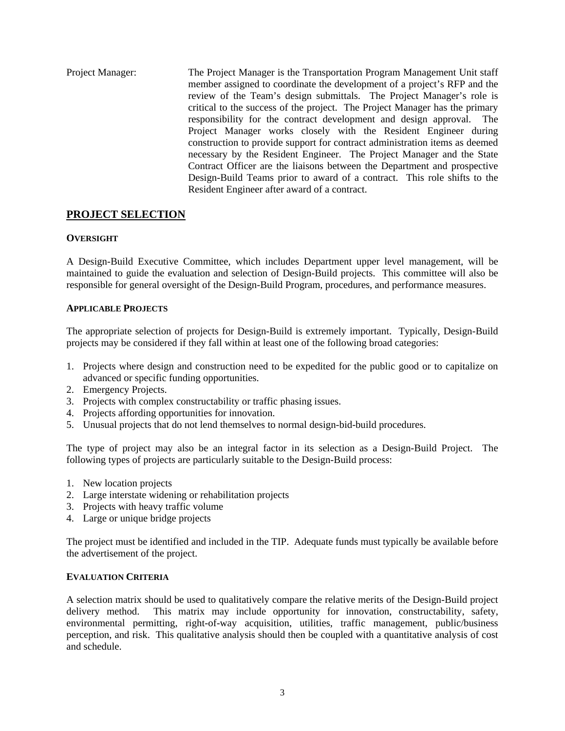Project Manager: The Project Manager is the Transportation Program Management Unit staff member assigned to coordinate the development of a project's RFP and the review of the Team's design submittals. The Project Manager's role is critical to the success of the project. The Project Manager has the primary responsibility for the contract development and design approval. The Project Manager works closely with the Resident Engineer during construction to provide support for contract administration items as deemed necessary by the Resident Engineer. The Project Manager and the State Contract Officer are the liaisons between the Department and prospective Design-Build Teams prior to award of a contract. This role shifts to the Resident Engineer after award of a contract.

## PROJECT SELECTION

### OVERSIGHT

A Design-Build Executive Committee, which includes Department upper level management, will be maintained to guide the evaluation and selection of Design-Build projects. This committee will also be responsible for general oversight of the Design-Build Program, procedures, and performance measures.

### APPLICABLE PROJECTS

The appropriate selection of projects for Design-Build is extremely important. Typically, Design-Build projects may be considered if they fall within at least one of the following broad categories:

1. Projects where design and construction need to be expedited for the public good or to capitalize on advanced or specific funding opportunities.
2. Emergency Projects.
3. Projects with complex constructability or traffic phasing issues.
4. Projects affording opportunities for innovation.
5. Unusual projects that do not lend themselves to normal design-bid-build procedures.

The type of project may also be an integral factor in its selection as a Design-Build Project. The following types of projects are particularly suitable to the Design-Build process:

1. New location projects
2. Large interstate widening or rehabilitation projects
3. Projects with heavy traffic volume
4. Large or unique bridge projects

The project must be identified and included in the TIP. Adequate funds must typically be available before the advertisement of the project.

### EVALUATION CRITERIA

A selection matrix should be used to qualitatively compare the relative merits of the Design-Build project delivery method. This matrix may include opportunity for innovation, constructability, safety, environmental permitting, right-of-way acquisition, utilities, traffic management, public/business perception, and risk. This qualitative analysis should then be coupled with a quantitative analysis of cost and schedule.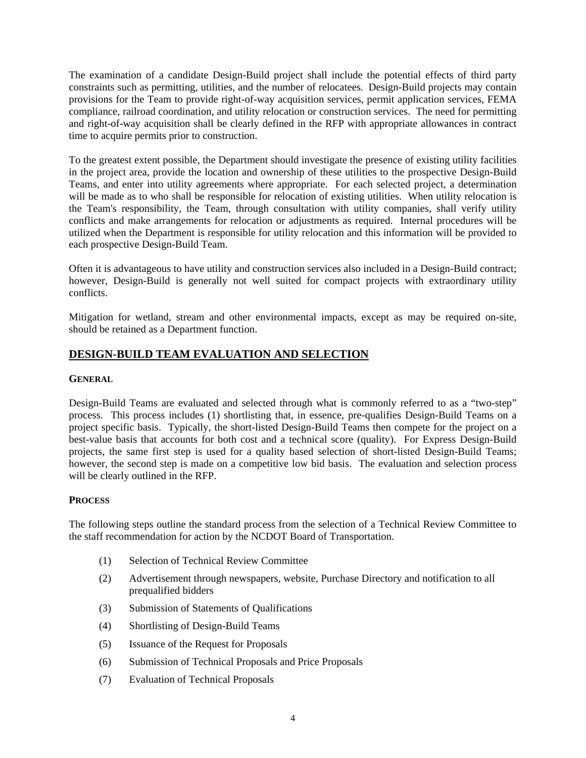The examination of a candidate Design-Build project shall include the potential effects of third party constraints such as permitting, utilities, and the number of relocatees. Design-Build projects may contain provisions for the Team to provide right-of-way acquisition services, permit application services, FEMA compliance, railroad coordination, and utility relocation or construction services. The need for permitting and right-of-way acquisition shall be clearly defined in the RFP with appropriate allowances in contract time to acquire permits prior to construction.

To the greatest extent possible, the Department should investigate the presence of existing utility facilities in the project area, provide the location and ownership of these utilities to the prospective Design-Build Teams, and enter into utility agreements where appropriate. For each selected project, a determination will be made as to who shall be responsible for relocation of existing utilities. When utility relocation is the Team's responsibility, the Team, through consultation with utility companies, shall verify utility conflicts and make arrangements for relocation or adjustments as required. Internal procedures will be utilized when the Department is responsible for utility relocation and this information will be provided to each prospective Design-Build Team.

Often it is advantageous to have utility and construction services also included in a Design-Build contract; however, Design-Build is generally not well suited for compact projects with extraordinary utility conflicts.

Mitigation for wetland, stream and other environmental impacts, except as may be required on-site, should be retained as a Department function.

## DESIGN-BUILD TEAM EVALUATION AND SELECTION

### GENERAL

Design-Build Teams are evaluated and selected through what is commonly referred to as a "two-step" process. This process includes (1) shortlisting that, in essence, pre-qualifies Design-Build Teams on a project specific basis. Typically, the short-listed Design-Build Teams then compete for the project on a best-value basis that accounts for both cost and a technical score (quality). For Express Design-Build projects, the same first step is used for a quality based selection of short-listed Design-Build Teams; however, the second step is made on a competitive low bid basis. The evaluation and selection process will be clearly outlined in the RFP.

### PROCESS

The following steps outline the standard process from the selection of a Technical Review Committee to the staff recommendation for action by the NCDOT Board of Transportation.

(1) Selection of Technical Review Committee

(2) Advertisement through newspapers, website, Purchase Directory and notification to all prequalified bidders

(3) Submission of Statements of Qualifications

(4) Shortlisting of Design-Build Teams

(5) Issuance of the Request for Proposals

(6) Submission of Technical Proposals and Price Proposals

(7) Evaluation of Technical Proposals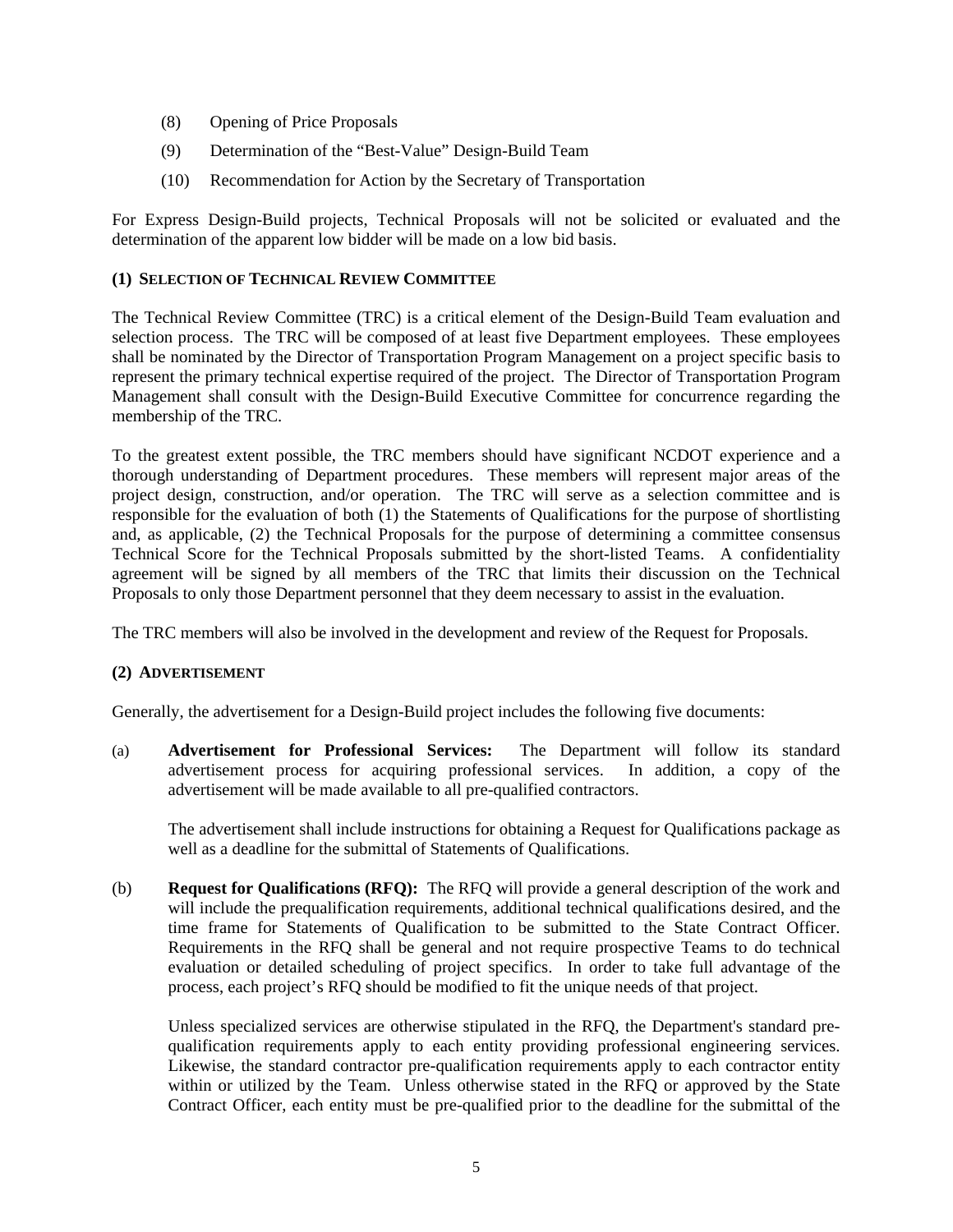(8) Opening of Price Proposals

(9) Determination of the "Best-Value" Design-Build Team

(10) Recommendation for Action by the Secretary of Transportation

For Express Design-Build projects, Technical Proposals will not be solicited or evaluated and the determination of the apparent low bidder will be made on a low bid basis.

### (1) SELECTION OF TECHNICAL REVIEW COMMITTEE

The Technical Review Committee (TRC) is a critical element of the Design-Build Team evaluation and selection process. The TRC will be composed of at least five Department employees. These employees shall be nominated by the Director of Transportation Program Management on a project specific basis to represent the primary technical expertise required of the project. The Director of Transportation Program Management shall consult with the Design-Build Executive Committee for concurrence regarding the membership of the TRC.

To the greatest extent possible, the TRC members should have significant NCDOT experience and a thorough understanding of Department procedures. These members will represent major areas of the project design, construction, and/or operation. The TRC will serve as a selection committee and is responsible for the evaluation of both (1) the Statements of Qualifications for the purpose of shortlisting and, as applicable, (2) the Technical Proposals for the purpose of determining a committee consensus Technical Score for the Technical Proposals submitted by the short-listed Teams. A confidentiality agreement will be signed by all members of the TRC that limits their discussion on the Technical Proposals to only those Department personnel that they deem necessary to assist in the evaluation.

The TRC members will also be involved in the development and review of the Request for Proposals.

### (2) ADVERTISEMENT

Generally, the advertisement for a Design-Build project includes the following five documents:

(a) **Advertisement for Professional Services:** The Department will follow its standard advertisement process for acquiring professional services. In addition, a copy of the advertisement will be made available to all pre-qualified contractors.

The advertisement shall include instructions for obtaining a Request for Qualifications package as well as a deadline for the submittal of Statements of Qualifications.

(b) **Request for Qualifications (RFQ):** The RFQ will provide a general description of the work and will include the prequalification requirements, additional technical qualifications desired, and the time frame for Statements of Qualification to be submitted to the State Contract Officer. Requirements in the RFQ shall be general and not require prospective Teams to do technical evaluation or detailed scheduling of project specifics. In order to take full advantage of the process, each project's RFQ should be modified to fit the unique needs of that project.

Unless specialized services are otherwise stipulated in the RFQ, the Department's standard pre-qualification requirements apply to each entity providing professional engineering services. Likewise, the standard contractor pre-qualification requirements apply to each contractor entity within or utilized by the Team. Unless otherwise stated in the RFQ or approved by the State Contract Officer, each entity must be pre-qualified prior to the deadline for the submittal of the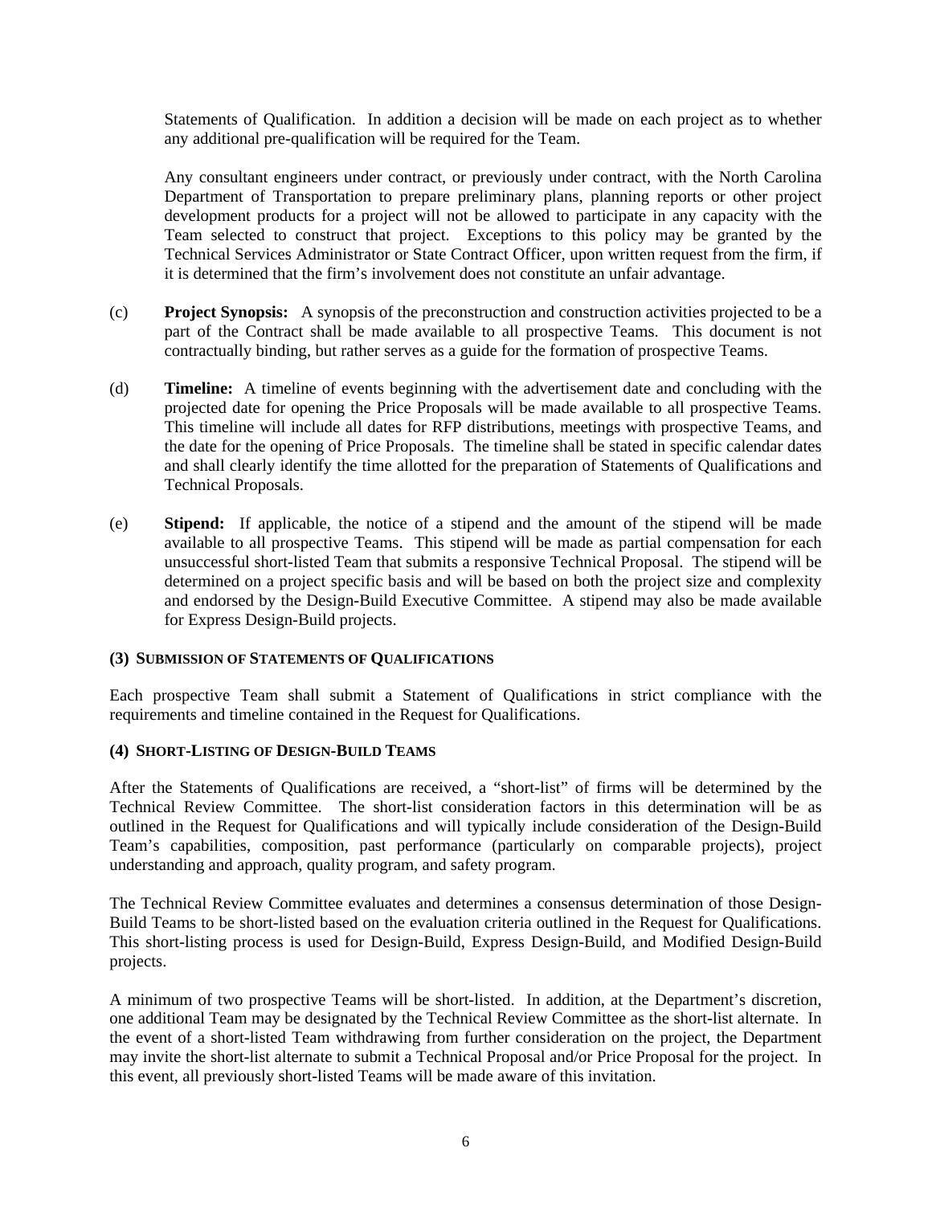Statements of Qualification. In addition a decision will be made on each project as to whether any additional pre-qualification will be required for the Team.

Any consultant engineers under contract, or previously under contract, with the North Carolina Department of Transportation to prepare preliminary plans, planning reports or other project development products for a project will not be allowed to participate in any capacity with the Team selected to construct that project. Exceptions to this policy may be granted by the Technical Services Administrator or State Contract Officer, upon written request from the firm, if it is determined that the firm's involvement does not constitute an unfair advantage.

(c) **Project Synopsis:** A synopsis of the preconstruction and construction activities projected to be a part of the Contract shall be made available to all prospective Teams. This document is not contractually binding, but rather serves as a guide for the formation of prospective Teams.

(d) **Timeline:** A timeline of events beginning with the advertisement date and concluding with the projected date for opening the Price Proposals will be made available to all prospective Teams. This timeline will include all dates for RFP distributions, meetings with prospective Teams, and the date for the opening of Price Proposals. The timeline shall be stated in specific calendar dates and shall clearly identify the time allotted for the preparation of Statements of Qualifications and Technical Proposals.

(e) **Stipend:** If applicable, the notice of a stipend and the amount of the stipend will be made available to all prospective Teams. This stipend will be made as partial compensation for each unsuccessful short-listed Team that submits a responsive Technical Proposal. The stipend will be determined on a project specific basis and will be based on both the project size and complexity and endorsed by the Design-Build Executive Committee. A stipend may also be made available for Express Design-Build projects.

### (3) SUBMISSION OF STATEMENTS OF QUALIFICATIONS

Each prospective Team shall submit a Statement of Qualifications in strict compliance with the requirements and timeline contained in the Request for Qualifications.

### (4) SHORT-LISTING OF DESIGN-BUILD TEAMS

After the Statements of Qualifications are received, a "short-list" of firms will be determined by the Technical Review Committee. The short-list consideration factors in this determination will be as outlined in the Request for Qualifications and will typically include consideration of the Design-Build Team's capabilities, composition, past performance (particularly on comparable projects), project understanding and approach, quality program, and safety program.

The Technical Review Committee evaluates and determines a consensus determination of those Design-Build Teams to be short-listed based on the evaluation criteria outlined in the Request for Qualifications. This short-listing process is used for Design-Build, Express Design-Build, and Modified Design-Build projects.

A minimum of two prospective Teams will be short-listed. In addition, at the Department's discretion, one additional Team may be designated by the Technical Review Committee as the short-list alternate. In the event of a short-listed Team withdrawing from further consideration on the project, the Department may invite the short-list alternate to submit a Technical Proposal and/or Price Proposal for the project. In this event, all previously short-listed Teams will be made aware of this invitation.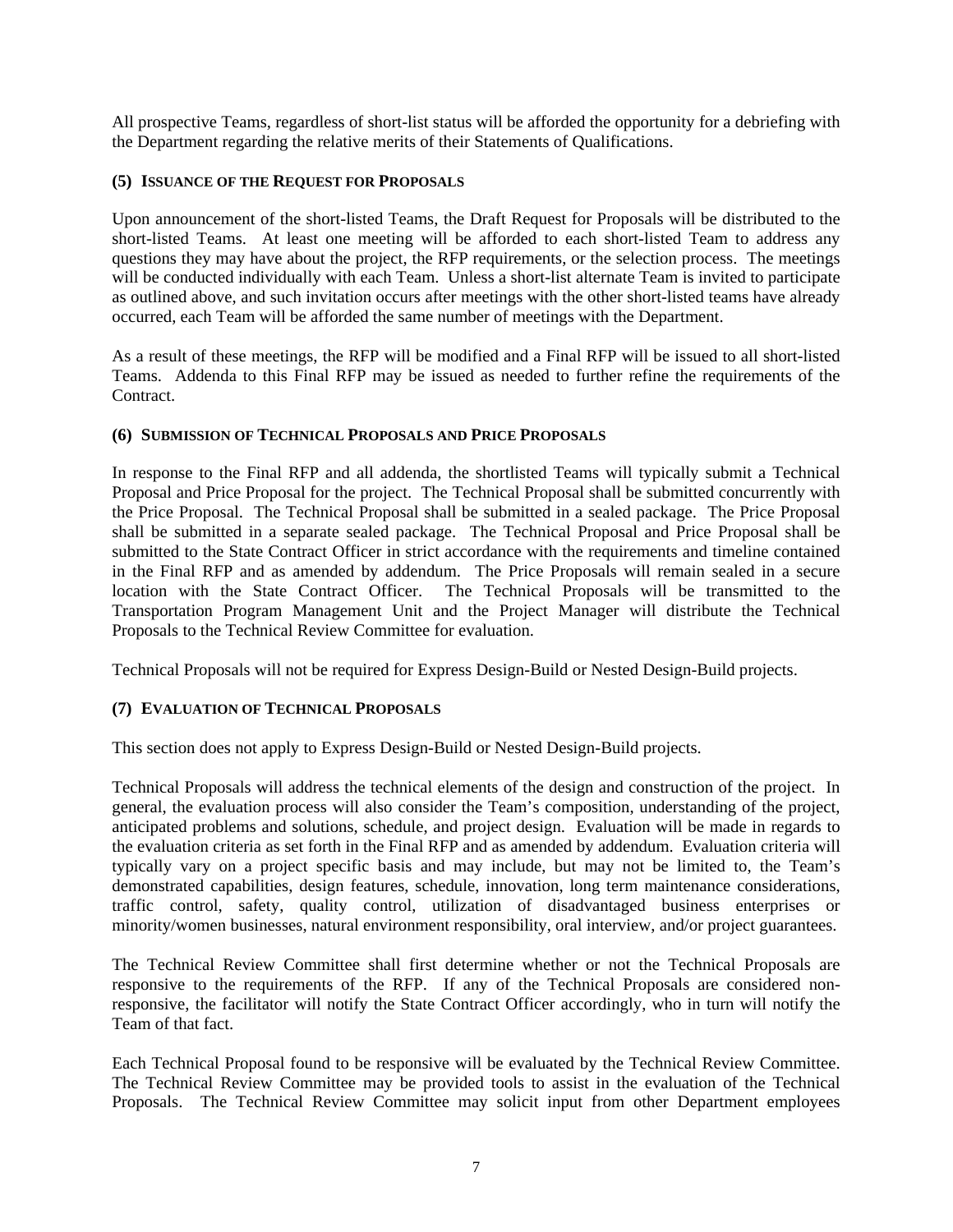All prospective Teams, regardless of short-list status will be afforded the opportunity for a debriefing with the Department regarding the relative merits of their Statements of Qualifications.

### (5) Issuance of the Request for Proposals

Upon announcement of the short-listed Teams, the Draft Request for Proposals will be distributed to the short-listed Teams. At least one meeting will be afforded to each short-listed Team to address any questions they may have about the project, the RFP requirements, or the selection process. The meetings will be conducted individually with each Team. Unless a short-list alternate Team is invited to participate as outlined above, and such invitation occurs after meetings with the other short-listed teams have already occurred, each Team will be afforded the same number of meetings with the Department.

As a result of these meetings, the RFP will be modified and a Final RFP will be issued to all short-listed Teams. Addenda to this Final RFP may be issued as needed to further refine the requirements of the Contract.

### (6) Submission of Technical Proposals and Price Proposals

In response to the Final RFP and all addenda, the shortlisted Teams will typically submit a Technical Proposal and Price Proposal for the project. The Technical Proposal shall be submitted concurrently with the Price Proposal. The Technical Proposal shall be submitted in a sealed package. The Price Proposal shall be submitted in a separate sealed package. The Technical Proposal and Price Proposal shall be submitted to the State Contract Officer in strict accordance with the requirements and timeline contained in the Final RFP and as amended by addendum. The Price Proposals will remain sealed in a secure location with the State Contract Officer. The Technical Proposals will be transmitted to the Transportation Program Management Unit and the Project Manager will distribute the Technical Proposals to the Technical Review Committee for evaluation.

Technical Proposals will not be required for Express Design-Build or Nested Design-Build projects.

### (7) Evaluation of Technical Proposals

This section does not apply to Express Design-Build or Nested Design-Build projects.

Technical Proposals will address the technical elements of the design and construction of the project. In general, the evaluation process will also consider the Team's composition, understanding of the project, anticipated problems and solutions, schedule, and project design. Evaluation will be made in regards to the evaluation criteria as set forth in the Final RFP and as amended by addendum. Evaluation criteria will typically vary on a project specific basis and may include, but may not be limited to, the Team's demonstrated capabilities, design features, schedule, innovation, long term maintenance considerations, traffic control, safety, quality control, utilization of disadvantaged business enterprises or minority/women businesses, natural environment responsibility, oral interview, and/or project guarantees.

The Technical Review Committee shall first determine whether or not the Technical Proposals are responsive to the requirements of the RFP. If any of the Technical Proposals are considered non-responsive, the facilitator will notify the State Contract Officer accordingly, who in turn will notify the Team of that fact.

Each Technical Proposal found to be responsive will be evaluated by the Technical Review Committee. The Technical Review Committee may be provided tools to assist in the evaluation of the Technical Proposals. The Technical Review Committee may solicit input from other Department employees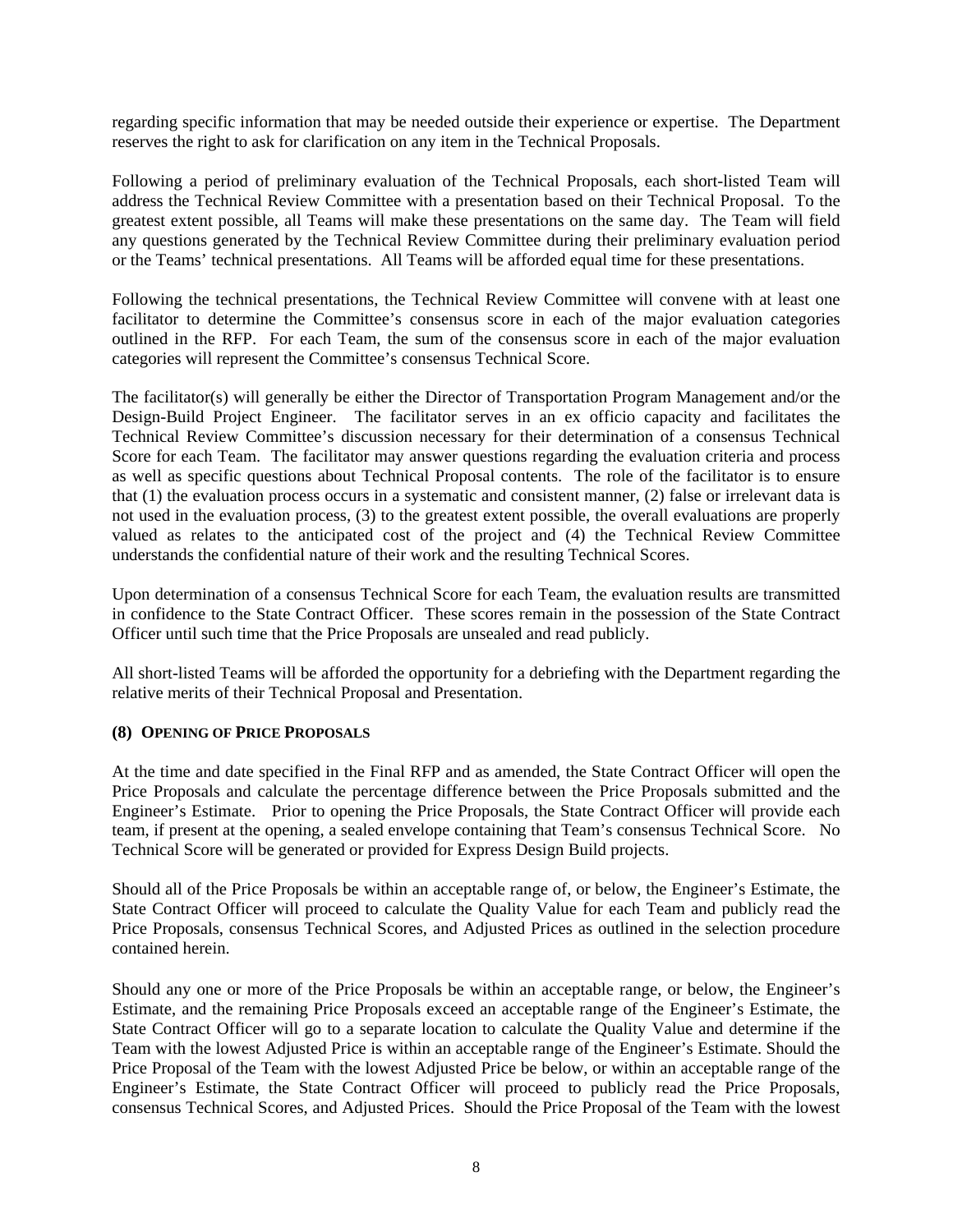regarding specific information that may be needed outside their experience or expertise. The Department reserves the right to ask for clarification on any item in the Technical Proposals.

Following a period of preliminary evaluation of the Technical Proposals, each short-listed Team will address the Technical Review Committee with a presentation based on their Technical Proposal. To the greatest extent possible, all Teams will make these presentations on the same day. The Team will field any questions generated by the Technical Review Committee during their preliminary evaluation period or the Teams' technical presentations. All Teams will be afforded equal time for these presentations.

Following the technical presentations, the Technical Review Committee will convene with at least one facilitator to determine the Committee's consensus score in each of the major evaluation categories outlined in the RFP. For each Team, the sum of the consensus score in each of the major evaluation categories will represent the Committee's consensus Technical Score.

The facilitator(s) will generally be either the Director of Transportation Program Management and/or the Design-Build Project Engineer. The facilitator serves in an ex officio capacity and facilitates the Technical Review Committee's discussion necessary for their determination of a consensus Technical Score for each Team. The facilitator may answer questions regarding the evaluation criteria and process as well as specific questions about Technical Proposal contents. The role of the facilitator is to ensure that (1) the evaluation process occurs in a systematic and consistent manner, (2) false or irrelevant data is not used in the evaluation process, (3) to the greatest extent possible, the overall evaluations are properly valued as relates to the anticipated cost of the project and (4) the Technical Review Committee understands the confidential nature of their work and the resulting Technical Scores.

Upon determination of a consensus Technical Score for each Team, the evaluation results are transmitted in confidence to the State Contract Officer. These scores remain in the possession of the State Contract Officer until such time that the Price Proposals are unsealed and read publicly.

All short-listed Teams will be afforded the opportunity for a debriefing with the Department regarding the relative merits of their Technical Proposal and Presentation.

**(8) OPENING OF PRICE PROPOSALS**

At the time and date specified in the Final RFP and as amended, the State Contract Officer will open the Price Proposals and calculate the percentage difference between the Price Proposals submitted and the Engineer's Estimate. Prior to opening the Price Proposals, the State Contract Officer will provide each team, if present at the opening, a sealed envelope containing that Team's consensus Technical Score. No Technical Score will be generated or provided for Express Design Build projects.

Should all of the Price Proposals be within an acceptable range of, or below, the Engineer's Estimate, the State Contract Officer will proceed to calculate the Quality Value for each Team and publicly read the Price Proposals, consensus Technical Scores, and Adjusted Prices as outlined in the selection procedure contained herein.

Should any one or more of the Price Proposals be within an acceptable range, or below, the Engineer's Estimate, and the remaining Price Proposals exceed an acceptable range of the Engineer's Estimate, the State Contract Officer will go to a separate location to calculate the Quality Value and determine if the Team with the lowest Adjusted Price is within an acceptable range of the Engineer's Estimate. Should the Price Proposal of the Team with the lowest Adjusted Price be below, or within an acceptable range of the Engineer's Estimate, the State Contract Officer will proceed to publicly read the Price Proposals, consensus Technical Scores, and Adjusted Prices. Should the Price Proposal of the Team with the lowest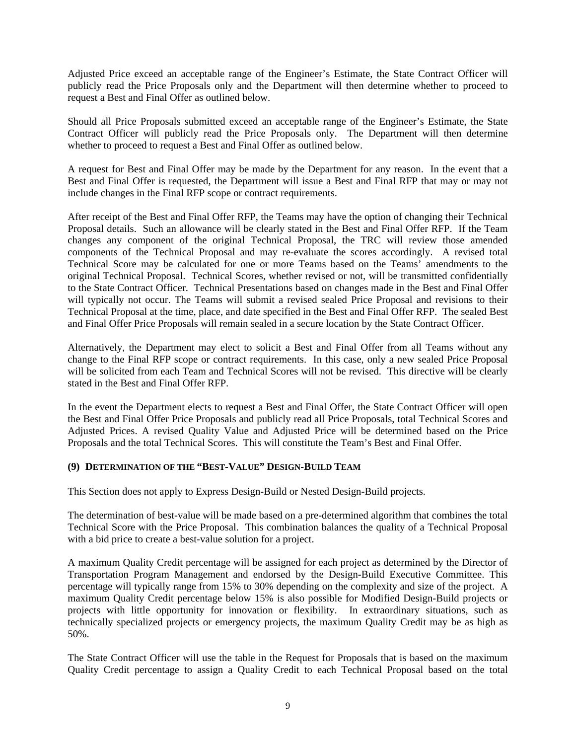Adjusted Price exceed an acceptable range of the Engineer's Estimate, the State Contract Officer will publicly read the Price Proposals only and the Department will then determine whether to proceed to request a Best and Final Offer as outlined below.

Should all Price Proposals submitted exceed an acceptable range of the Engineer's Estimate, the State Contract Officer will publicly read the Price Proposals only. The Department will then determine whether to proceed to request a Best and Final Offer as outlined below.

A request for Best and Final Offer may be made by the Department for any reason. In the event that a Best and Final Offer is requested, the Department will issue a Best and Final RFP that may or may not include changes in the Final RFP scope or contract requirements.

After receipt of the Best and Final Offer RFP, the Teams may have the option of changing their Technical Proposal details. Such an allowance will be clearly stated in the Best and Final Offer RFP. If the Team changes any component of the original Technical Proposal, the TRC will review those amended components of the Technical Proposal and may re-evaluate the scores accordingly. A revised total Technical Score may be calculated for one or more Teams based on the Teams' amendments to the original Technical Proposal. Technical Scores, whether revised or not, will be transmitted confidentially to the State Contract Officer. Technical Presentations based on changes made in the Best and Final Offer will typically not occur. The Teams will submit a revised sealed Price Proposal and revisions to their Technical Proposal at the time, place, and date specified in the Best and Final Offer RFP. The sealed Best and Final Offer Price Proposals will remain sealed in a secure location by the State Contract Officer.

Alternatively, the Department may elect to solicit a Best and Final Offer from all Teams without any change to the Final RFP scope or contract requirements. In this case, only a new sealed Price Proposal will be solicited from each Team and Technical Scores will not be revised. This directive will be clearly stated in the Best and Final Offer RFP.

In the event the Department elects to request a Best and Final Offer, the State Contract Officer will open the Best and Final Offer Price Proposals and publicly read all Price Proposals, total Technical Scores and Adjusted Prices. A revised Quality Value and Adjusted Price will be determined based on the Price Proposals and the total Technical Scores. This will constitute the Team's Best and Final Offer.

### (9) DETERMINATION OF THE "BEST-VALUE" DESIGN-BUILD TEAM

This Section does not apply to Express Design-Build or Nested Design-Build projects.

The determination of best-value will be made based on a pre-determined algorithm that combines the total Technical Score with the Price Proposal. This combination balances the quality of a Technical Proposal with a bid price to create a best-value solution for a project.

A maximum Quality Credit percentage will be assigned for each project as determined by the Director of Transportation Program Management and endorsed by the Design-Build Executive Committee. This percentage will typically range from 15% to 30% depending on the complexity and size of the project. A maximum Quality Credit percentage below 15% is also possible for Modified Design-Build projects or projects with little opportunity for innovation or flexibility. In extraordinary situations, such as technically specialized projects or emergency projects, the maximum Quality Credit may be as high as 50%.

The State Contract Officer will use the table in the Request for Proposals that is based on the maximum Quality Credit percentage to assign a Quality Credit to each Technical Proposal based on the total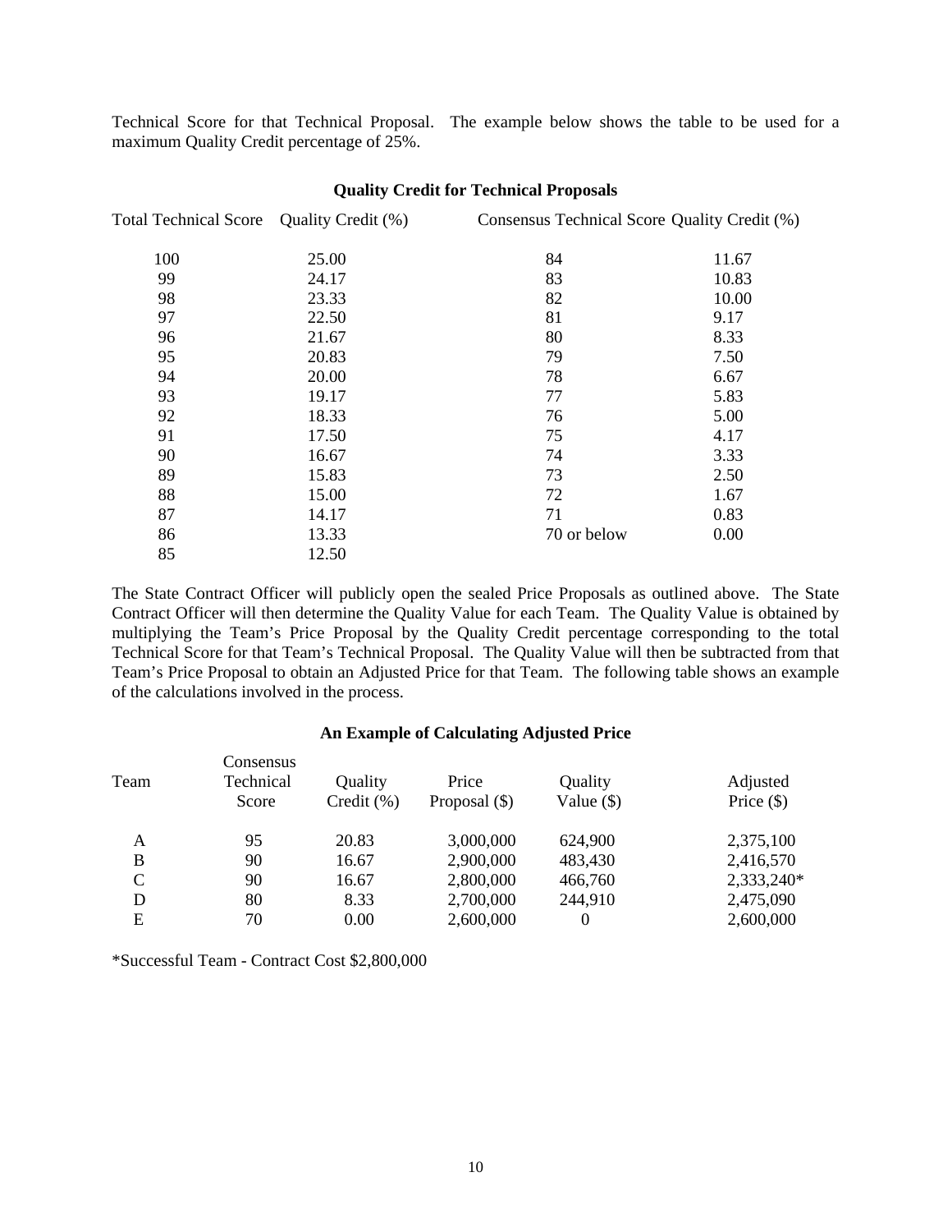Technical Score for that Technical Proposal. The example below shows the table to be used for a maximum Quality Credit percentage of 25%.

**Quality Credit for Technical Proposals**

| Total Technical Score | Quality Credit (%) | Consensus Technical Score | Quality Credit (%) |
|---|---|---|---|
| 100 | 25.00 | 84 | 11.67 |
| 99 | 24.17 | 83 | 10.83 |
| 98 | 23.33 | 82 | 10.00 |
| 97 | 22.50 | 81 | 9.17 |
| 96 | 21.67 | 80 | 8.33 |
| 95 | 20.83 | 79 | 7.50 |
| 94 | 20.00 | 78 | 6.67 |
| 93 | 19.17 | 77 | 5.83 |
| 92 | 18.33 | 76 | 5.00 |
| 91 | 17.50 | 75 | 4.17 |
| 90 | 16.67 | 74 | 3.33 |
| 89 | 15.83 | 73 | 2.50 |
| 88 | 15.00 | 72 | 1.67 |
| 87 | 14.17 | 71 | 0.83 |
| 86 | 13.33 | 70 or below | 0.00 |
| 85 | 12.50 | | |

The State Contract Officer will publicly open the sealed Price Proposals as outlined above. The State Contract Officer will then determine the Quality Value for each Team. The Quality Value is obtained by multiplying the Team's Price Proposal by the Quality Credit percentage corresponding to the total Technical Score for that Team's Technical Proposal. The Quality Value will then be subtracted from that Team's Price Proposal to obtain an Adjusted Price for that Team. The following table shows an example of the calculations involved in the process.

**An Example of Calculating Adjusted Price**

| Team | Consensus Technical Score | Quality Credit (%) | Price Proposal ($) | Quality Value ($) | Adjusted Price ($) |
|---|---|---|---|---|---|
| A | 95 | 20.83 | 3,000,000 | 624,900 | 2,375,100 |
| B | 90 | 16.67 | 2,900,000 | 483,430 | 2,416,570 |
| C | 90 | 16.67 | 2,800,000 | 466,760 | 2,333,240* |
| D | 80 | 8.33 | 2,700,000 | 244,910 | 2,475,090 |
| E | 70 | 0.00 | 2,600,000 | 0 | 2,600,000 |

*Successful Team - Contract Cost $2,800,000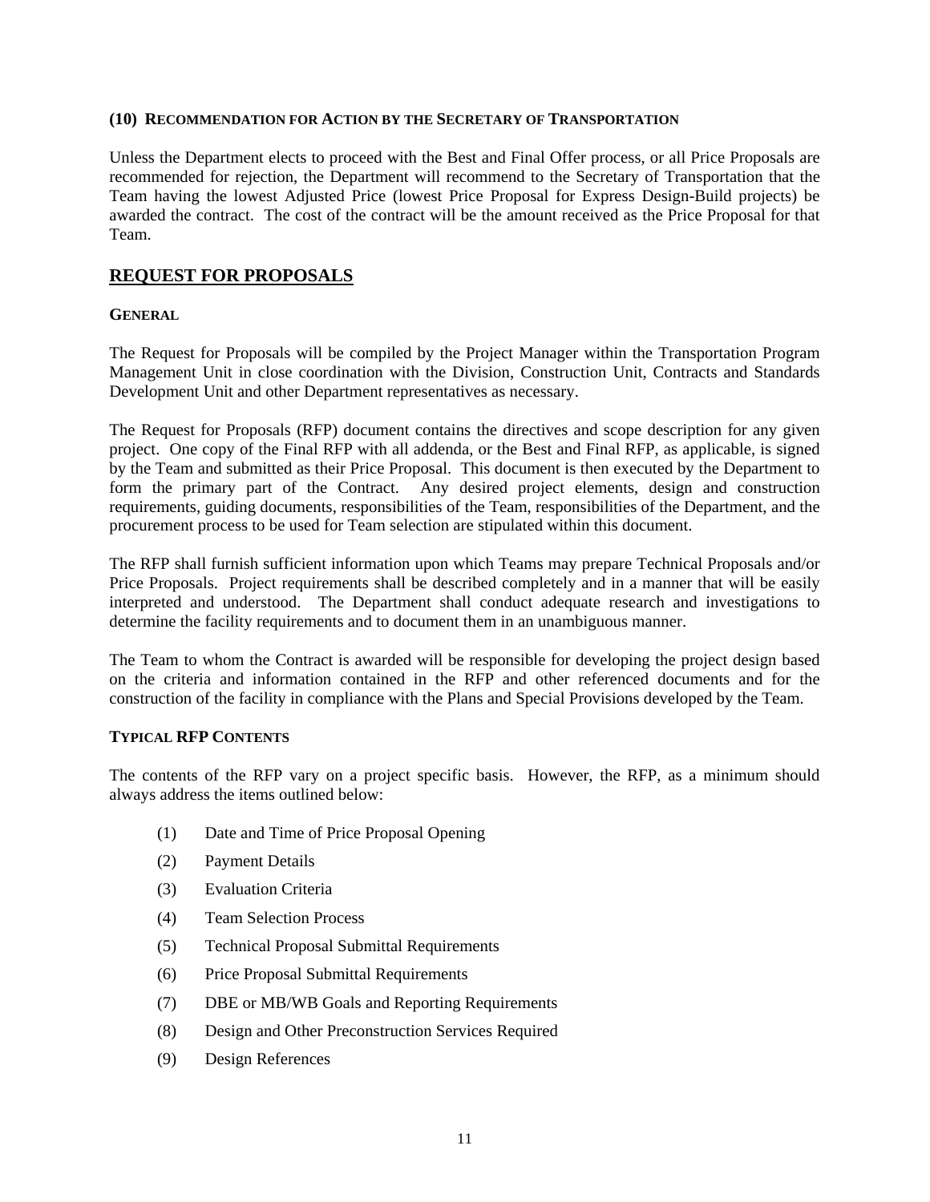### (10) Recommendation for Action by the Secretary of Transportation

Unless the Department elects to proceed with the Best and Final Offer process, or all Price Proposals are recommended for rejection, the Department will recommend to the Secretary of Transportation that the Team having the lowest Adjusted Price (lowest Price Proposal for Express Design-Build projects) be awarded the contract. The cost of the contract will be the amount received as the Price Proposal for that Team.

## REQUEST FOR PROPOSALS

### General

The Request for Proposals will be compiled by the Project Manager within the Transportation Program Management Unit in close coordination with the Division, Construction Unit, Contracts and Standards Development Unit and other Department representatives as necessary.

The Request for Proposals (RFP) document contains the directives and scope description for any given project. One copy of the Final RFP with all addenda, or the Best and Final RFP, as applicable, is signed by the Team and submitted as their Price Proposal. This document is then executed by the Department to form the primary part of the Contract. Any desired project elements, design and construction requirements, guiding documents, responsibilities of the Team, responsibilities of the Department, and the procurement process to be used for Team selection are stipulated within this document.

The RFP shall furnish sufficient information upon which Teams may prepare Technical Proposals and/or Price Proposals. Project requirements shall be described completely and in a manner that will be easily interpreted and understood. The Department shall conduct adequate research and investigations to determine the facility requirements and to document them in an unambiguous manner.

The Team to whom the Contract is awarded will be responsible for developing the project design based on the criteria and information contained in the RFP and other referenced documents and for the construction of the facility in compliance with the Plans and Special Provisions developed by the Team.

### Typical RFP Contents

The contents of the RFP vary on a project specific basis. However, the RFP, as a minimum should always address the items outlined below:

(1) Date and Time of Price Proposal Opening

(2) Payment Details

(3) Evaluation Criteria

(4) Team Selection Process

(5) Technical Proposal Submittal Requirements

(6) Price Proposal Submittal Requirements

(7) DBE or MB/WB Goals and Reporting Requirements

(8) Design and Other Preconstruction Services Required

(9) Design References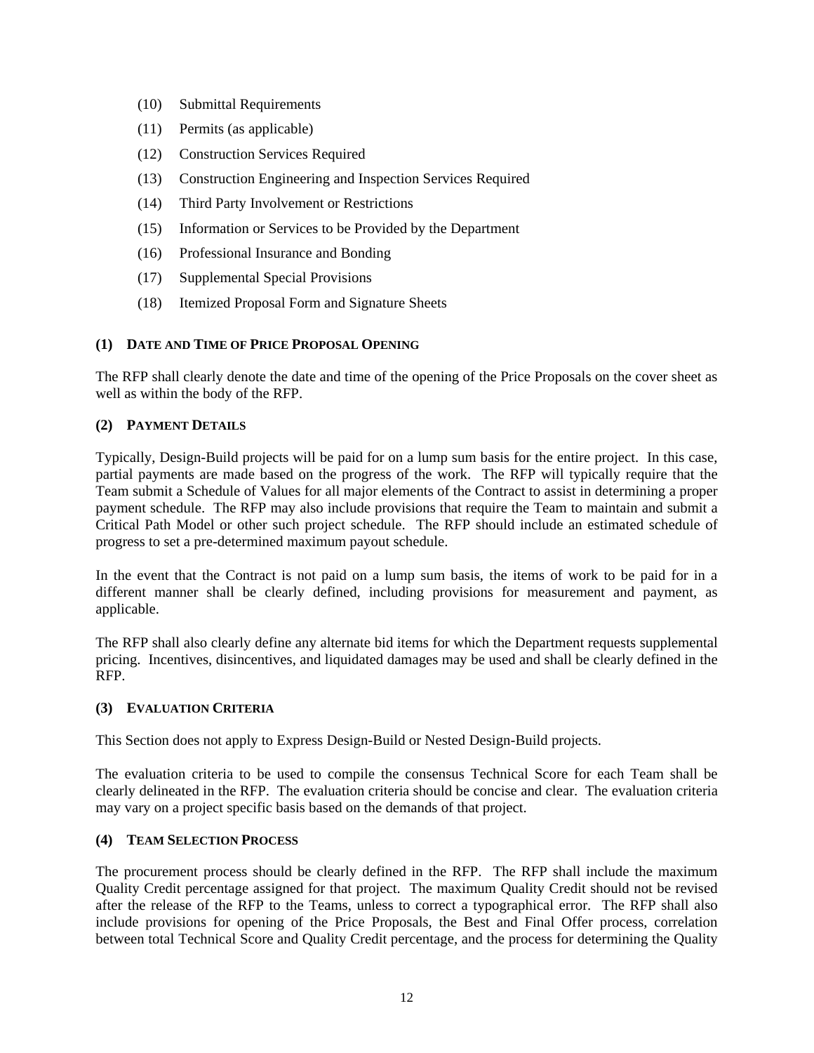(10) Submittal Requirements

(11) Permits (as applicable)

(12) Construction Services Required

(13) Construction Engineering and Inspection Services Required

(14) Third Party Involvement or Restrictions

(15) Information or Services to be Provided by the Department

(16) Professional Insurance and Bonding

(17) Supplemental Special Provisions

(18) Itemized Proposal Form and Signature Sheets

### (1) Date and Time of Price Proposal Opening

The RFP shall clearly denote the date and time of the opening of the Price Proposals on the cover sheet as well as within the body of the RFP.

### (2) Payment Details

Typically, Design-Build projects will be paid for on a lump sum basis for the entire project. In this case, partial payments are made based on the progress of the work. The RFP will typically require that the Team submit a Schedule of Values for all major elements of the Contract to assist in determining a proper payment schedule. The RFP may also include provisions that require the Team to maintain and submit a Critical Path Model or other such project schedule. The RFP should include an estimated schedule of progress to set a pre-determined maximum payout schedule.

In the event that the Contract is not paid on a lump sum basis, the items of work to be paid for in a different manner shall be clearly defined, including provisions for measurement and payment, as applicable.

The RFP shall also clearly define any alternate bid items for which the Department requests supplemental pricing. Incentives, disincentives, and liquidated damages may be used and shall be clearly defined in the RFP.

### (3) Evaluation Criteria

This Section does not apply to Express Design-Build or Nested Design-Build projects.

The evaluation criteria to be used to compile the consensus Technical Score for each Team shall be clearly delineated in the RFP. The evaluation criteria should be concise and clear. The evaluation criteria may vary on a project specific basis based on the demands of that project.

### (4) Team Selection Process

The procurement process should be clearly defined in the RFP. The RFP shall include the maximum Quality Credit percentage assigned for that project. The maximum Quality Credit should not be revised after the release of the RFP to the Teams, unless to correct a typographical error. The RFP shall also include provisions for opening of the Price Proposals, the Best and Final Offer process, correlation between total Technical Score and Quality Credit percentage, and the process for determining the Quality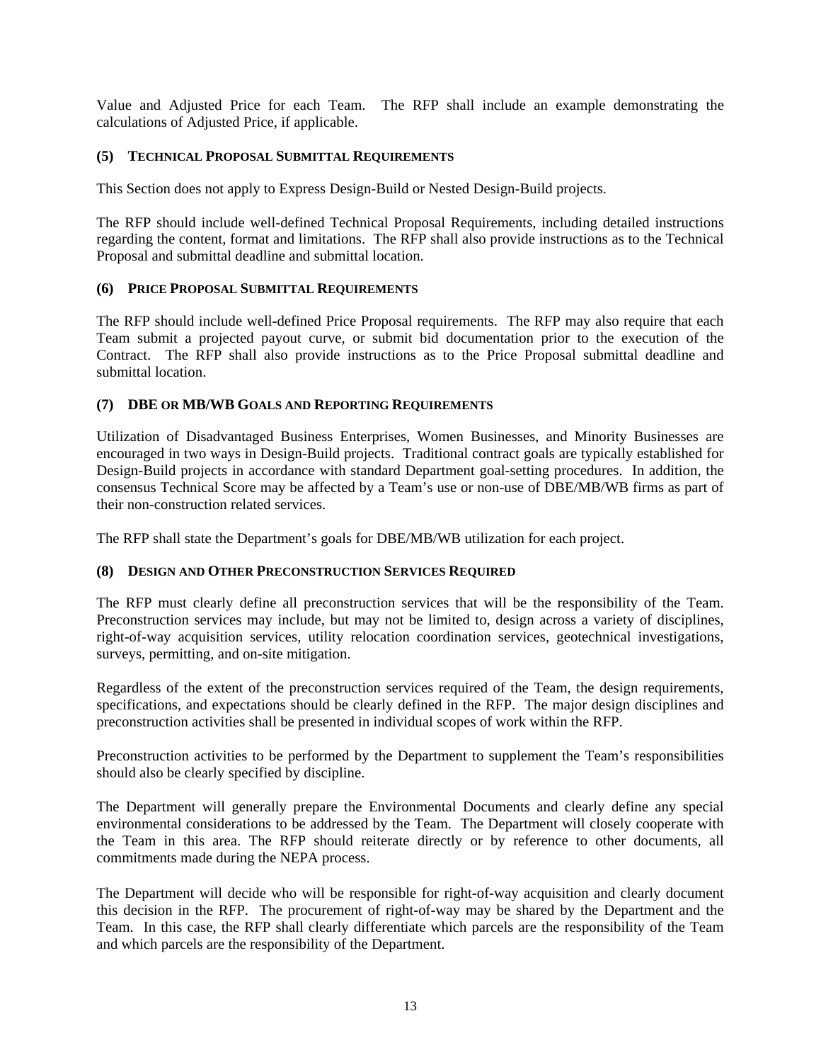Value and Adjusted Price for each Team. The RFP shall include an example demonstrating the calculations of Adjusted Price, if applicable.

### (5) TECHNICAL PROPOSAL SUBMITTAL REQUIREMENTS

This Section does not apply to Express Design-Build or Nested Design-Build projects.

The RFP should include well-defined Technical Proposal Requirements, including detailed instructions regarding the content, format and limitations. The RFP shall also provide instructions as to the Technical Proposal and submittal deadline and submittal location.

### (6) PRICE PROPOSAL SUBMITTAL REQUIREMENTS

The RFP should include well-defined Price Proposal requirements. The RFP may also require that each Team submit a projected payout curve, or submit bid documentation prior to the execution of the Contract. The RFP shall also provide instructions as to the Price Proposal submittal deadline and submittal location.

### (7) DBE OR MB/WB GOALS AND REPORTING REQUIREMENTS

Utilization of Disadvantaged Business Enterprises, Women Businesses, and Minority Businesses are encouraged in two ways in Design-Build projects. Traditional contract goals are typically established for Design-Build projects in accordance with standard Department goal-setting procedures. In addition, the consensus Technical Score may be affected by a Team's use or non-use of DBE/MB/WB firms as part of their non-construction related services.

The RFP shall state the Department's goals for DBE/MB/WB utilization for each project.

### (8) DESIGN AND OTHER PRECONSTRUCTION SERVICES REQUIRED

The RFP must clearly define all preconstruction services that will be the responsibility of the Team. Preconstruction services may include, but may not be limited to, design across a variety of disciplines, right-of-way acquisition services, utility relocation coordination services, geotechnical investigations, surveys, permitting, and on-site mitigation.

Regardless of the extent of the preconstruction services required of the Team, the design requirements, specifications, and expectations should be clearly defined in the RFP. The major design disciplines and preconstruction activities shall be presented in individual scopes of work within the RFP.

Preconstruction activities to be performed by the Department to supplement the Team's responsibilities should also be clearly specified by discipline.

The Department will generally prepare the Environmental Documents and clearly define any special environmental considerations to be addressed by the Team. The Department will closely cooperate with the Team in this area. The RFP should reiterate directly or by reference to other documents, all commitments made during the NEPA process.

The Department will decide who will be responsible for right-of-way acquisition and clearly document this decision in the RFP. The procurement of right-of-way may be shared by the Department and the Team. In this case, the RFP shall clearly differentiate which parcels are the responsibility of the Team and which parcels are the responsibility of the Department.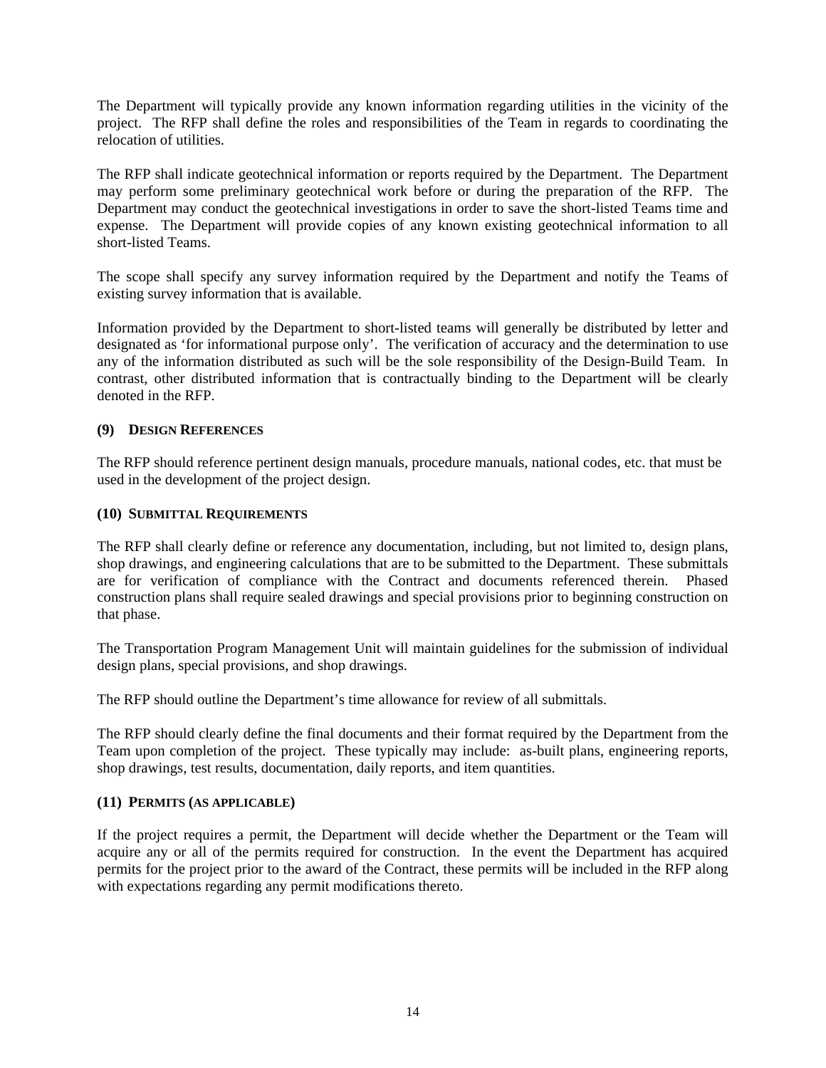The Department will typically provide any known information regarding utilities in the vicinity of the project. The RFP shall define the roles and responsibilities of the Team in regards to coordinating the relocation of utilities.

The RFP shall indicate geotechnical information or reports required by the Department. The Department may perform some preliminary geotechnical work before or during the preparation of the RFP. The Department may conduct the geotechnical investigations in order to save the short-listed Teams time and expense. The Department will provide copies of any known existing geotechnical information to all short-listed Teams.

The scope shall specify any survey information required by the Department and notify the Teams of existing survey information that is available.

Information provided by the Department to short-listed teams will generally be distributed by letter and designated as 'for informational purpose only'. The verification of accuracy and the determination to use any of the information distributed as such will be the sole responsibility of the Design-Build Team. In contrast, other distributed information that is contractually binding to the Department will be clearly denoted in the RFP.

### (9) DESIGN REFERENCES

The RFP should reference pertinent design manuals, procedure manuals, national codes, etc. that must be used in the development of the project design.

### (10) SUBMITTAL REQUIREMENTS

The RFP shall clearly define or reference any documentation, including, but not limited to, design plans, shop drawings, and engineering calculations that are to be submitted to the Department. These submittals are for verification of compliance with the Contract and documents referenced therein. Phased construction plans shall require sealed drawings and special provisions prior to beginning construction on that phase.

The Transportation Program Management Unit will maintain guidelines for the submission of individual design plans, special provisions, and shop drawings.

The RFP should outline the Department's time allowance for review of all submittals.

The RFP should clearly define the final documents and their format required by the Department from the Team upon completion of the project. These typically may include: as-built plans, engineering reports, shop drawings, test results, documentation, daily reports, and item quantities.

### (11) PERMITS (AS APPLICABLE)

If the project requires a permit, the Department will decide whether the Department or the Team will acquire any or all of the permits required for construction. In the event the Department has acquired permits for the project prior to the award of the Contract, these permits will be included in the RFP along with expectations regarding any permit modifications thereto.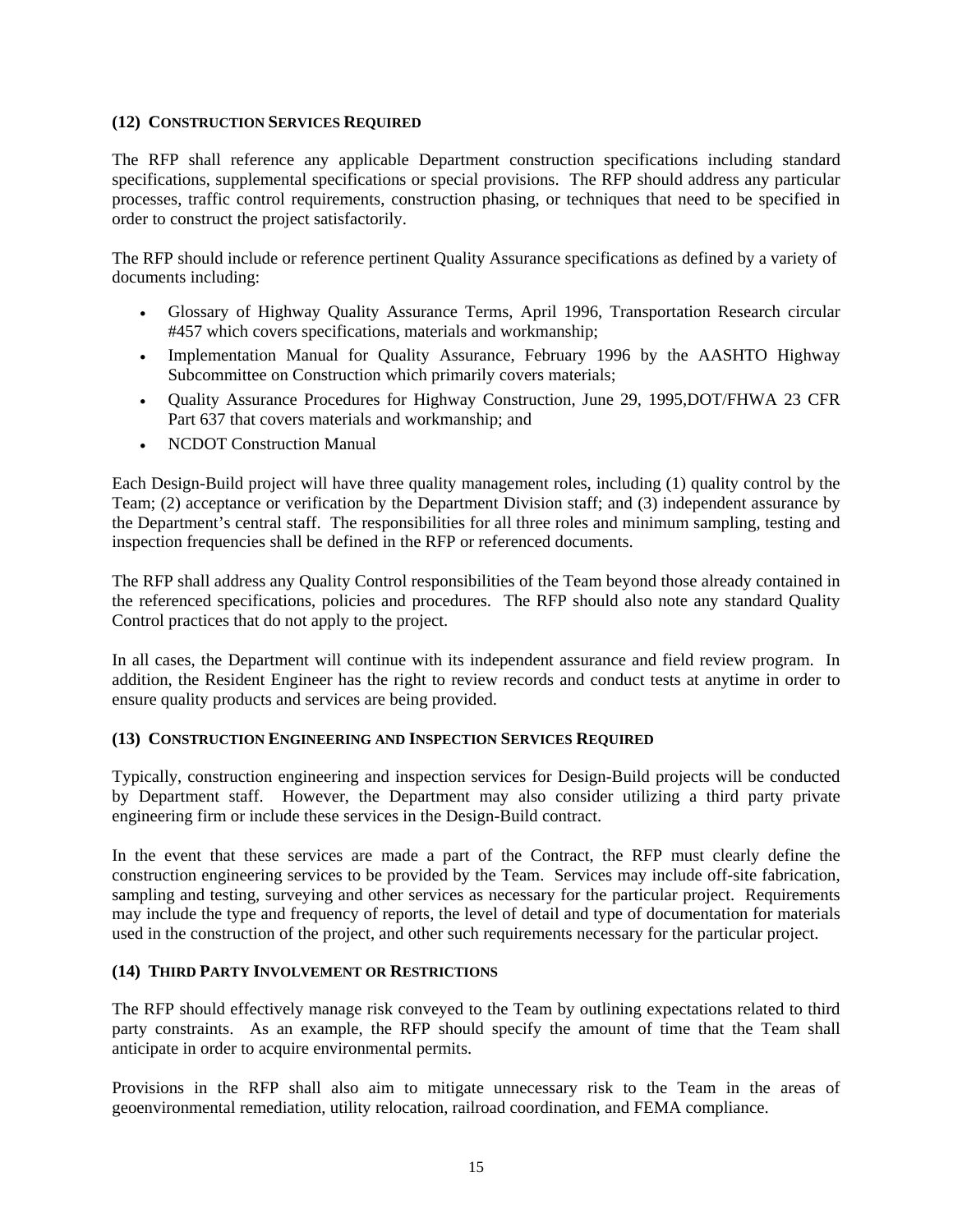### (12) CONSTRUCTION SERVICES REQUIRED

The RFP shall reference any applicable Department construction specifications including standard specifications, supplemental specifications or special provisions. The RFP should address any particular processes, traffic control requirements, construction phasing, or techniques that need to be specified in order to construct the project satisfactorily.

The RFP should include or reference pertinent Quality Assurance specifications as defined by a variety of documents including:

- Glossary of Highway Quality Assurance Terms, April 1996, Transportation Research circular #457 which covers specifications, materials and workmanship;
- Implementation Manual for Quality Assurance, February 1996 by the AASHTO Highway Subcommittee on Construction which primarily covers materials;
- Quality Assurance Procedures for Highway Construction, June 29, 1995,DOT/FHWA 23 CFR Part 637 that covers materials and workmanship; and
- NCDOT Construction Manual

Each Design-Build project will have three quality management roles, including (1) quality control by the Team; (2) acceptance or verification by the Department Division staff; and (3) independent assurance by the Department's central staff. The responsibilities for all three roles and minimum sampling, testing and inspection frequencies shall be defined in the RFP or referenced documents.

The RFP shall address any Quality Control responsibilities of the Team beyond those already contained in the referenced specifications, policies and procedures. The RFP should also note any standard Quality Control practices that do not apply to the project.

In all cases, the Department will continue with its independent assurance and field review program. In addition, the Resident Engineer has the right to review records and conduct tests at anytime in order to ensure quality products and services are being provided.

### (13) CONSTRUCTION ENGINEERING AND INSPECTION SERVICES REQUIRED

Typically, construction engineering and inspection services for Design-Build projects will be conducted by Department staff. However, the Department may also consider utilizing a third party private engineering firm or include these services in the Design-Build contract.

In the event that these services are made a part of the Contract, the RFP must clearly define the construction engineering services to be provided by the Team. Services may include off-site fabrication, sampling and testing, surveying and other services as necessary for the particular project. Requirements may include the type and frequency of reports, the level of detail and type of documentation for materials used in the construction of the project, and other such requirements necessary for the particular project.

### (14) THIRD PARTY INVOLVEMENT OR RESTRICTIONS

The RFP should effectively manage risk conveyed to the Team by outlining expectations related to third party constraints. As an example, the RFP should specify the amount of time that the Team shall anticipate in order to acquire environmental permits.

Provisions in the RFP shall also aim to mitigate unnecessary risk to the Team in the areas of geoenvironmental remediation, utility relocation, railroad coordination, and FEMA compliance.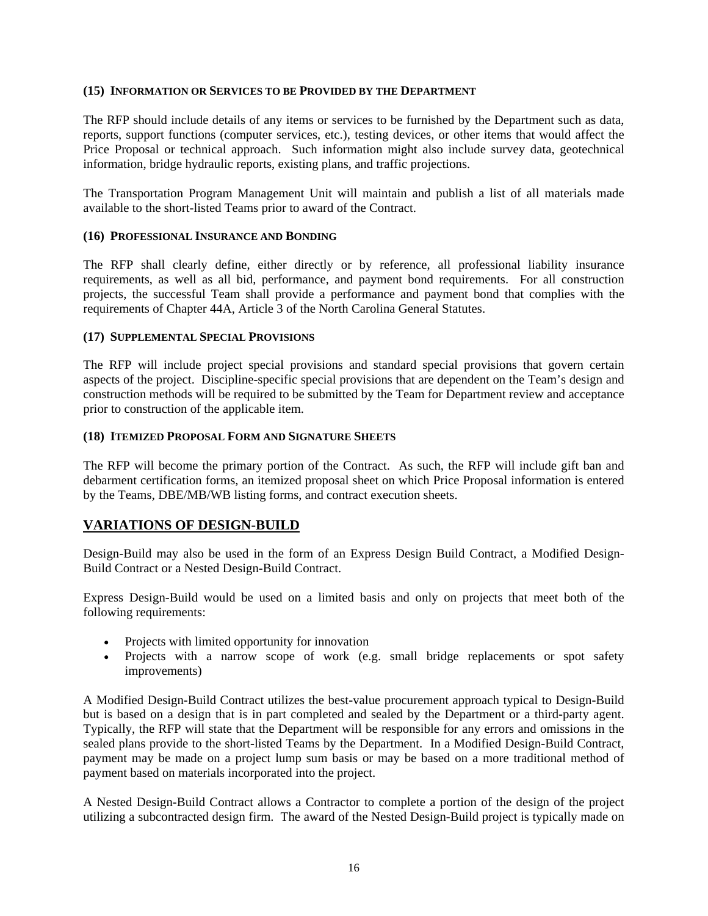**(15) INFORMATION OR SERVICES TO BE PROVIDED BY THE DEPARTMENT**

The RFP should include details of any items or services to be furnished by the Department such as data, reports, support functions (computer services, etc.), testing devices, or other items that would affect the Price Proposal or technical approach. Such information might also include survey data, geotechnical information, bridge hydraulic reports, existing plans, and traffic projections.

The Transportation Program Management Unit will maintain and publish a list of all materials made available to the short-listed Teams prior to award of the Contract.

**(16) PROFESSIONAL INSURANCE AND BONDING**

The RFP shall clearly define, either directly or by reference, all professional liability insurance requirements, as well as all bid, performance, and payment bond requirements. For all construction projects, the successful Team shall provide a performance and payment bond that complies with the requirements of Chapter 44A, Article 3 of the North Carolina General Statutes.

**(17) SUPPLEMENTAL SPECIAL PROVISIONS**

The RFP will include project special provisions and standard special provisions that govern certain aspects of the project. Discipline-specific special provisions that are dependent on the Team's design and construction methods will be required to be submitted by the Team for Department review and acceptance prior to construction of the applicable item.

**(18) ITEMIZED PROPOSAL FORM AND SIGNATURE SHEETS**

The RFP will become the primary portion of the Contract. As such, the RFP will include gift ban and debarment certification forms, an itemized proposal sheet on which Price Proposal information is entered by the Teams, DBE/MB/WB listing forms, and contract execution sheets.

## VARIATIONS OF DESIGN-BUILD

Design-Build may also be used in the form of an Express Design Build Contract, a Modified Design-Build Contract or a Nested Design-Build Contract.

Express Design-Build would be used on a limited basis and only on projects that meet both of the following requirements:

- Projects with limited opportunity for innovation
- Projects with a narrow scope of work (e.g. small bridge replacements or spot safety improvements)

A Modified Design-Build Contract utilizes the best-value procurement approach typical to Design-Build but is based on a design that is in part completed and sealed by the Department or a third-party agent. Typically, the RFP will state that the Department will be responsible for any errors and omissions in the sealed plans provide to the short-listed Teams by the Department. In a Modified Design-Build Contract, payment may be made on a project lump sum basis or may be based on a more traditional method of payment based on materials incorporated into the project.

A Nested Design-Build Contract allows a Contractor to complete a portion of the design of the project utilizing a subcontracted design firm. The award of the Nested Design-Build project is typically made on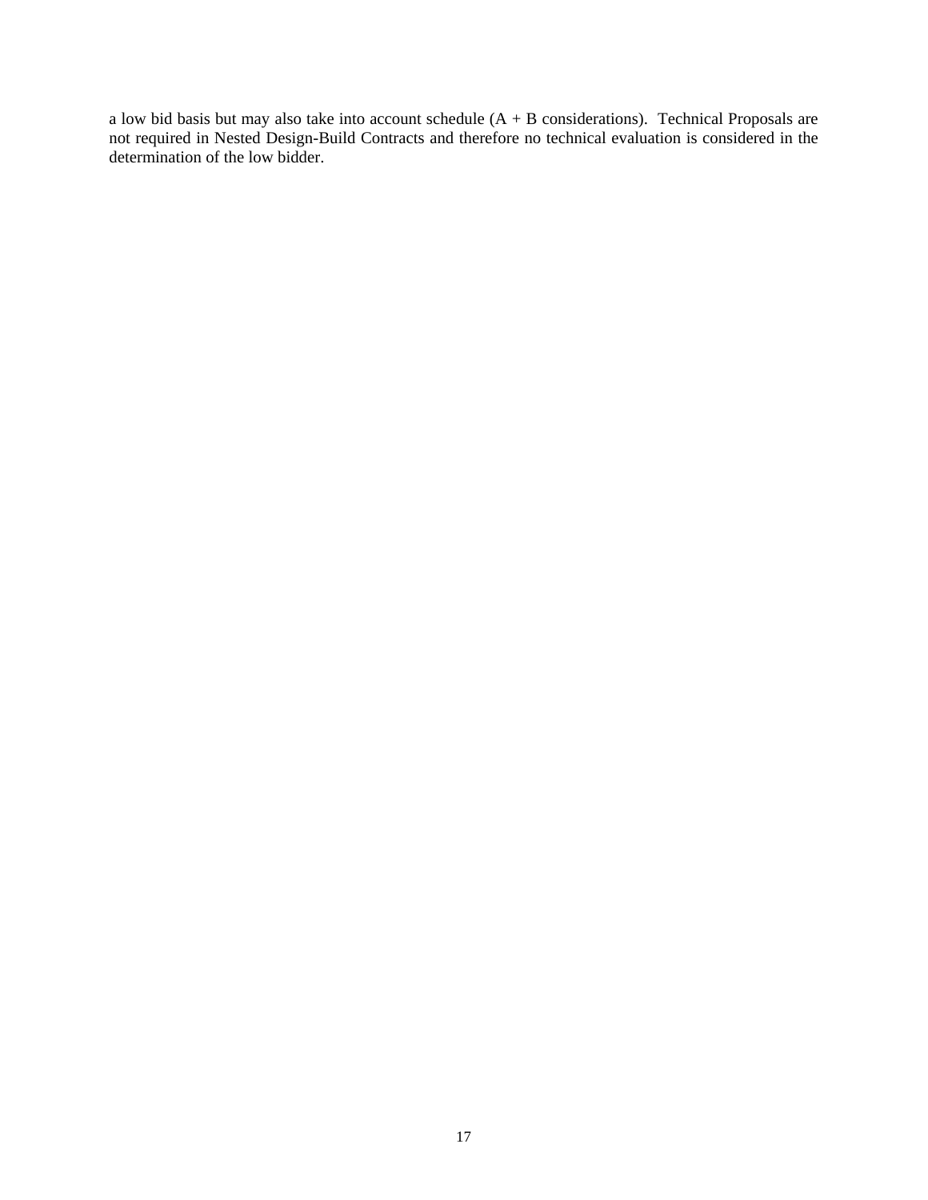a low bid basis but may also take into account schedule (A + B considerations). Technical Proposals are not required in Nested Design-Build Contracts and therefore no technical evaluation is considered in the determination of the low bidder.